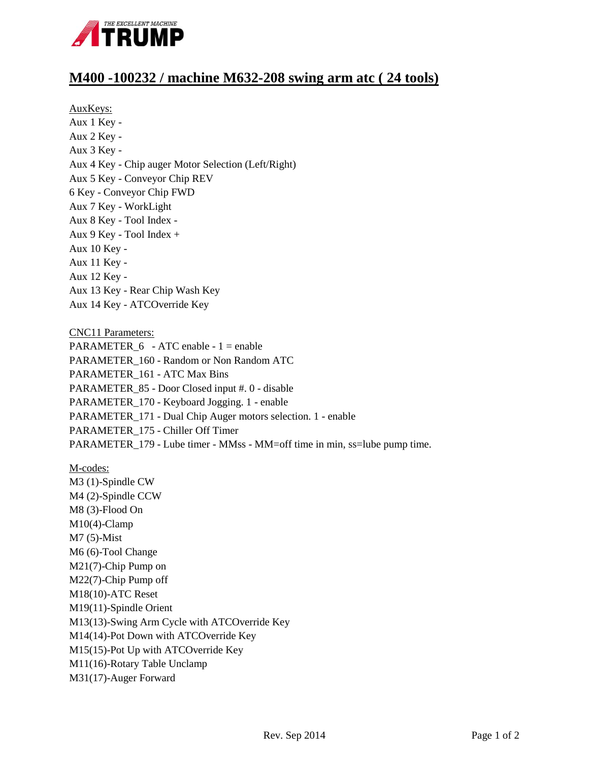# M400 -100232 / machine M632-208 swing arm atc ( 24 tools)

AuxKeys:
Aux 1 Key -
Aux 2 Key -
Aux 3 Key -
Aux 4 Key - Chip auger Motor Selection (Left/Right)
Aux 5 Key - Conveyor Chip REV
6 Key - Conveyor Chip FWD
Aux 7 Key - WorkLight
Aux 8 Key - Tool Index -
Aux 9 Key - Tool Index +
Aux 10 Key -
Aux 11 Key -
Aux 12 Key -
Aux 13 Key - Rear Chip Wash Key
Aux 14 Key - ATCOverride Key

CNC11 Parameters:
PARAMETER_6 - ATC enable - 1 = enable
PARAMETER_160 - Random or Non Random ATC
PARAMETER_161 - ATC Max Bins
PARAMETER_85 - Door Closed input #. 0 - disable
PARAMETER_170 - Keyboard Jogging. 1 - enable
PARAMETER_171 - Dual Chip Auger motors selection. 1 - enable
PARAMETER_175 - Chiller Off Timer
PARAMETER_179 - Lube timer - MMss - MM=off time in min, ss=lube pump time.

M-codes:
M3 (1)-Spindle CW
M4 (2)-Spindle CCW
M8 (3)-Flood On
M10(4)-Clamp
M7 (5)-Mist
M6 (6)-Tool Change
M21(7)-Chip Pump on
M22(7)-Chip Pump off
M18(10)-ATC Reset
M19(11)-Spindle Orient
M13(13)-Swing Arm Cycle with ATCOverride Key
M14(14)-Pot Down with ATCOverride Key
M15(15)-Pot Up with ATCOverride Key
M11(16)-Rotary Table Unclamp
M31(17)-Auger Forward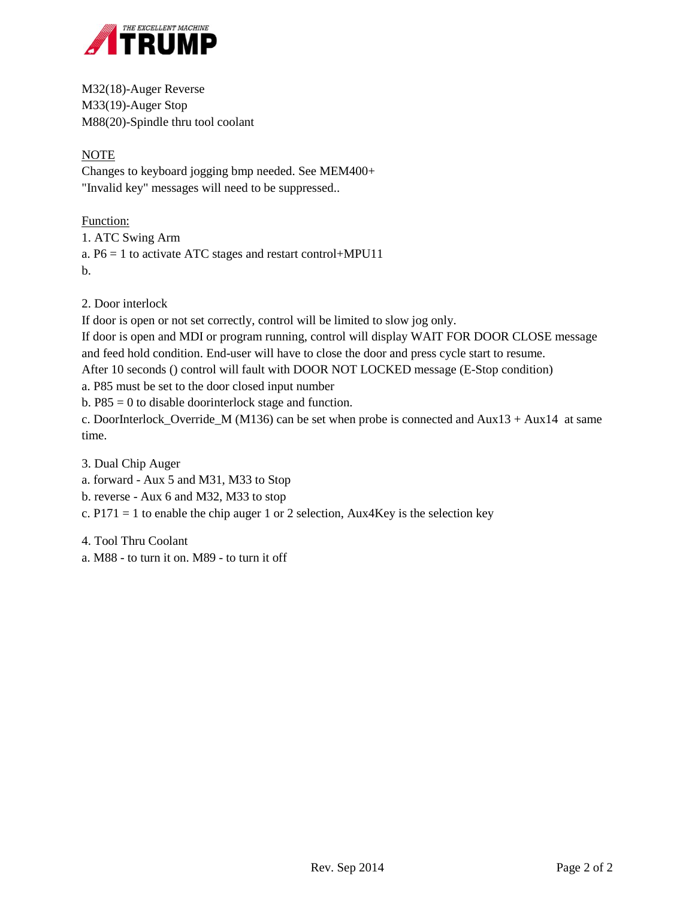M32(18)-Auger Reverse
M33(19)-Auger Stop
M88(20)-Spindle thru tool coolant

<u>NOTE</u>

Changes to keyboard jogging bmp needed. See MEM400+
"Invalid key" messages will need to be suppressed..

<u>Function:</u>

1. ATC Swing Arm
a. P6 = 1 to activate ATC stages and restart control+MPU11
b.

2. Door interlock
If door is open or not set correctly, control will be limited to slow jog only.
If door is open and MDI or program running, control will display WAIT FOR DOOR CLOSE message and feed hold condition. End-user will have to close the door and press cycle start to resume.
After 10 seconds () control will fault with DOOR NOT LOCKED message (E-Stop condition)
a. P85 must be set to the door closed input number
b. P85 = 0 to disable doorinterlock stage and function.
c. DoorInterlock_Override_M (M136) can be set when probe is connected and Aux13 + Aux14 at same time.

3. Dual Chip Auger
a. forward - Aux 5 and M31, M33 to Stop
b. reverse - Aux 6 and M32, M33 to stop
c. P171 = 1 to enable the chip auger 1 or 2 selection, Aux4Key is the selection key

4. Tool Thru Coolant
a. M88 - to turn it on. M89 - to turn it off

Rev. Sep 2014